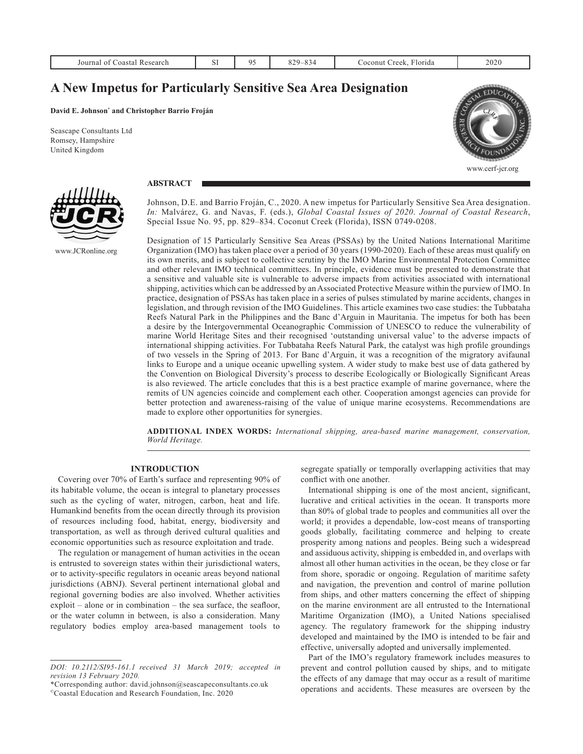# A New Impetus for Particularly Sensitive Sea Area Designation

**David E. Johnson\* and Christopher Barrio Froján**

Seascape Consultants Ltd
Romsey, Hampshire
United Kingdom

www.cerf-jcr.org

www.JCRonline.org

## ABSTRACT

Johnson, D.E. and Barrio Froján, C., 2020. A new impetus for Particularly Sensitive Sea Area designation. *In:* Malvárez, G. and Navas, F. (eds.), *Global Coastal Issues of 2020. Journal of Coastal Research*, Special Issue No. 95, pp. 829–834. Coconut Creek (Florida), ISSN 0749-0208.

Designation of 15 Particularly Sensitive Sea Areas (PSSAs) by the United Nations International Maritime Organization (IMO) has taken place over a period of 30 years (1990-2020). Each of these areas must qualify on its own merits, and is subject to collective scrutiny by the IMO Marine Environmental Protection Committee and other relevant IMO technical committees. In principle, evidence must be presented to demonstrate that a sensitive and valuable site is vulnerable to adverse impacts from activities associated with international shipping, activities which can be addressed by an Associated Protective Measure within the purview of IMO. In practice, designation of PSSAs has taken place in a series of pulses stimulated by marine accidents, changes in legislation, and through revision of the IMO Guidelines. This article examines two case studies: the Tubbataha Reefs Natural Park in the Philippines and the Banc d'Arguin in Mauritania. The impetus for both has been a desire by the Intergovernmental Oceanographic Commission of UNESCO to reduce the vulnerability of marine World Heritage Sites and their recognised 'outstanding universal value' to the adverse impacts of international shipping activities. For Tubbataha Reefs Natural Park, the catalyst was high profile groundings of two vessels in the Spring of 2013. For Banc d'Arguin, it was a recognition of the migratory avifaunal links to Europe and a unique oceanic upwelling system. A wider study to make best use of data gathered by the Convention on Biological Diversity's process to describe Ecologically or Biologically Significant Areas is also reviewed. The article concludes that this is a best practice example of marine governance, where the remits of UN agencies coincide and complement each other. Cooperation amongst agencies can provide for better protection and awareness-raising of the value of unique marine ecosystems. Recommendations are made to explore other opportunities for synergies.

**ADDITIONAL INDEX WORDS:** *International shipping, area-based marine management, conservation, World Heritage.*

## INTRODUCTION

Covering over 70% of Earth's surface and representing 90% of its habitable volume, the ocean is integral to planetary processes such as the cycling of water, nitrogen, carbon, heat and life. Humankind benefits from the ocean directly through its provision of resources including food, habitat, energy, biodiversity and transportation, as well as through derived cultural qualities and economic opportunities such as resource exploitation and trade.

The regulation or management of human activities in the ocean is entrusted to sovereign states within their jurisdictional waters, or to activity-specific regulators in oceanic areas beyond national jurisdictions (ABNJ). Several pertinent international global and regional governing bodies are also involved. Whether activities exploit – alone or in combination – the sea surface, the seafloor, or the water column in between, is also a consideration. Many regulatory bodies employ area-based management tools to segregate spatially or temporally overlapping activities that may conflict with one another.

International shipping is one of the most ancient, significant, lucrative and critical activities in the ocean. It transports more than 80% of global trade to peoples and communities all over the world; it provides a dependable, low-cost means of transporting goods globally, facilitating commerce and helping to create prosperity among nations and peoples. Being such a widespread and assiduous activity, shipping is embedded in, and overlaps with almost all other human activities in the ocean, be they close or far from shore, sporadic or ongoing. Regulation of maritime safety and navigation, the prevention and control of marine pollution from ships, and other matters concerning the effect of shipping on the marine environment are all entrusted to the International Maritime Organization (IMO), a United Nations specialised agency. The regulatory framework for the shipping industry developed and maintained by the IMO is intended to be fair and effective, universally adopted and universally implemented.

Part of the IMO's regulatory framework includes measures to prevent and control pollution caused by ships, and to mitigate the effects of any damage that may occur as a result of maritime operations and accidents. These measures are overseen by the

---

*DOI: 10.2112/SI95-161.1 received 31 March 2019; accepted in revision 13 February 2020.*

\*Corresponding author: david.johnson@seascapeconsultants.co.uk

©Coastal Education and Research Foundation, Inc. 2020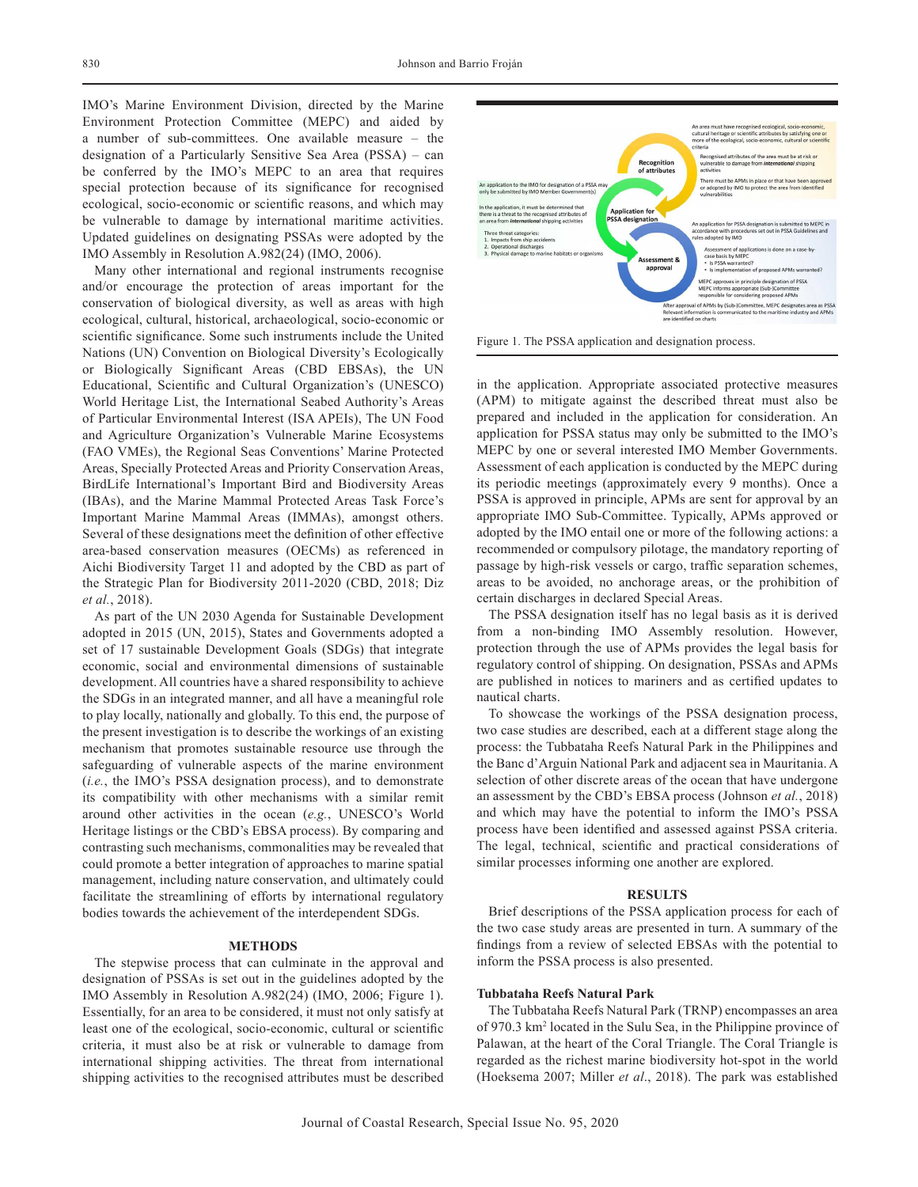IMO's Marine Environment Division, directed by the Marine Environment Protection Committee (MEPC) and aided by a number of sub-committees. One available measure – the designation of a Particularly Sensitive Sea Area (PSSA) – can be conferred by the IMO's MEPC to an area that requires special protection because of its significance for recognised ecological, socio-economic or scientific reasons, and which may be vulnerable to damage by international maritime activities. Updated guidelines on designating PSSAs were adopted by the IMO Assembly in Resolution A.982(24) (IMO, 2006).

Many other international and regional instruments recognise and/or encourage the protection of areas important for the conservation of biological diversity, as well as areas with high ecological, cultural, historical, archaeological, socio-economic or scientific significance. Some such instruments include the United Nations (UN) Convention on Biological Diversity's Ecologically or Biologically Significant Areas (CBD EBSAs), the UN Educational, Scientific and Cultural Organization's (UNESCO) World Heritage List, the International Seabed Authority's Areas of Particular Environmental Interest (ISA APEIs), The UN Food and Agriculture Organization's Vulnerable Marine Ecosystems (FAO VMEs), the Regional Seas Conventions' Marine Protected Areas, Specially Protected Areas and Priority Conservation Areas, BirdLife International's Important Bird and Biodiversity Areas (IBAs), and the Marine Mammal Protected Areas Task Force's Important Marine Mammal Areas (IMMAs), amongst others. Several of these designations meet the definition of other effective area-based conservation measures (OECMs) as referenced in Aichi Biodiversity Target 11 and adopted by the CBD as part of the Strategic Plan for Biodiversity 2011-2020 (CBD, 2018; Diz *et al.*, 2018).

As part of the UN 2030 Agenda for Sustainable Development adopted in 2015 (UN, 2015), States and Governments adopted a set of 17 sustainable Development Goals (SDGs) that integrate economic, social and environmental dimensions of sustainable development. All countries have a shared responsibility to achieve the SDGs in an integrated manner, and all have a meaningful role to play locally, nationally and globally. To this end, the purpose of the present investigation is to describe the workings of an existing mechanism that promotes sustainable resource use through the safeguarding of vulnerable aspects of the marine environment (*i.e.*, the IMO's PSSA designation process), and to demonstrate its compatibility with other mechanisms with a similar remit around other activities in the ocean (*e.g.*, UNESCO's World Heritage listings or the CBD's EBSA process). By comparing and contrasting such mechanisms, commonalities may be revealed that could promote a better integration of approaches to marine spatial management, including nature conservation, and ultimately could facilitate the streamlining of efforts by international regulatory bodies towards the achievement of the interdependent SDGs.

## METHODS

The stepwise process that can culminate in the approval and designation of PSSAs is set out in the guidelines adopted by the IMO Assembly in Resolution A.982(24) (IMO, 2006; Figure 1). Essentially, for an area to be considered, it must not only satisfy at least one of the ecological, socio-economic, cultural or scientific criteria, it must also be at risk or vulnerable to damage from international shipping activities. The threat from international shipping activities to the recognised attributes must be described in the application. Appropriate associated protective measures (APM) to mitigate against the described threat must also be prepared and included in the application for consideration. An application for PSSA status may only be submitted to the IMO's MEPC by one or several interested IMO Member Governments. Assessment of each application is conducted by the MEPC during its periodic meetings (approximately every 9 months). Once a PSSA is approved in principle, APMs are sent for approval by an appropriate IMO Sub-Committee. Typically, APMs approved or adopted by the IMO entail one or more of the following actions: a recommended or compulsory pilotage, the mandatory reporting of passage by high-risk vessels or cargo, traffic separation schemes, areas to be avoided, no anchorage areas, or the prohibition of certain discharges in declared Special Areas.

Figure 1. The PSSA application and designation process.

The PSSA designation itself has no legal basis as it is derived from a non-binding IMO Assembly resolution. However, protection through the use of APMs provides the legal basis for regulatory control of shipping. On designation, PSSAs and APMs are published in notices to mariners and as certified updates to nautical charts.

To showcase the workings of the PSSA designation process, two case studies are described, each at a different stage along the process: the Tubbataha Reefs Natural Park in the Philippines and the Banc d'Arguin National Park and adjacent sea in Mauritania. A selection of other discrete areas of the ocean that have undergone an assessment by the CBD's EBSA process (Johnson *et al.*, 2018) and which may have the potential to inform the IMO's PSSA process have been identified and assessed against PSSA criteria. The legal, technical, scientific and practical considerations of similar processes informing one another are explored.

## RESULTS

Brief descriptions of the PSSA application process for each of the two case study areas are presented in turn. A summary of the findings from a review of selected EBSAs with the potential to inform the PSSA process is also presented.

### Tubbataha Reefs Natural Park

The Tubbataha Reefs Natural Park (TRNP) encompasses an area of 970.3 km$^2$ located in the Sulu Sea, in the Philippine province of Palawan, at the heart of the Coral Triangle. The Coral Triangle is regarded as the richest marine biodiversity hot-spot in the world (Hoeksema 2007; Miller *et al.*, 2018). The park was established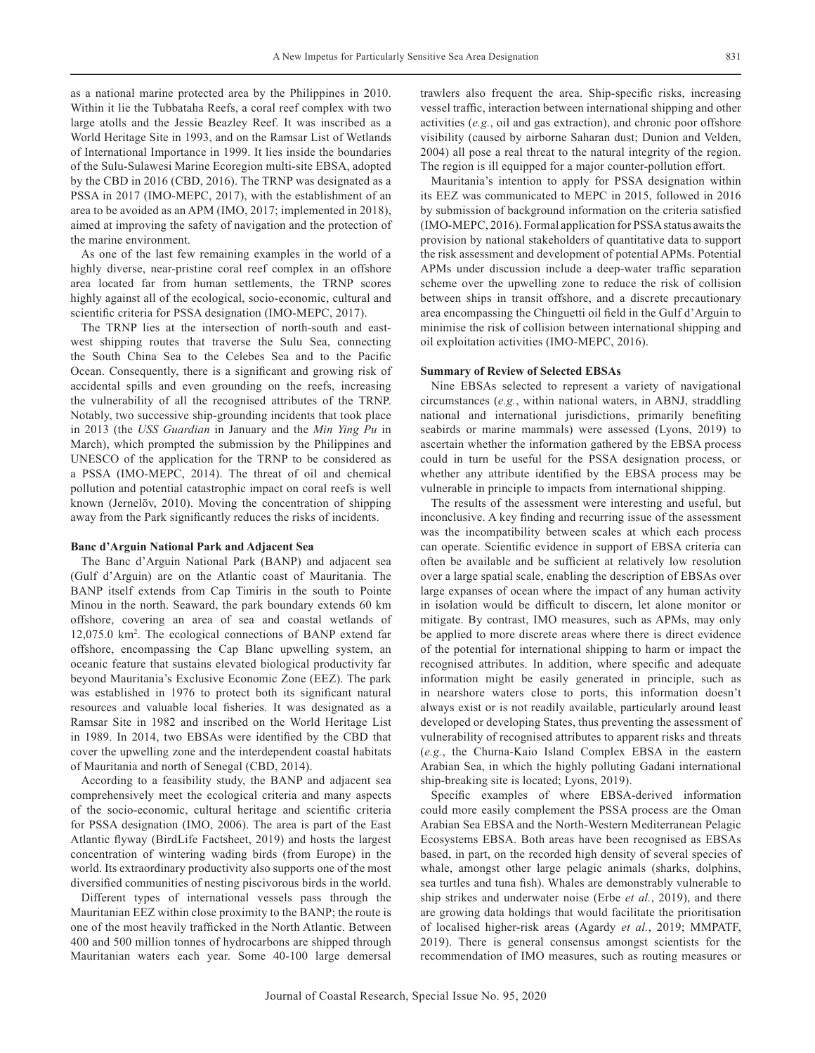as a national marine protected area by the Philippines in 2010. Within it lie the Tubbataha Reefs, a coral reef complex with two large atolls and the Jessie Beazley Reef. It was inscribed as a World Heritage Site in 1993, and on the Ramsar List of Wetlands of International Importance in 1999. It lies inside the boundaries of the Sulu-Sulawesi Marine Ecoregion multi-site EBSA, adopted by the CBD in 2016 (CBD, 2016). The TRNP was designated as a PSSA in 2017 (IMO-MEPC, 2017), with the establishment of an area to be avoided as an APM (IMO, 2017; implemented in 2018), aimed at improving the safety of navigation and the protection of the marine environment.

As one of the last few remaining examples in the world of a highly diverse, near-pristine coral reef complex in an offshore area located far from human settlements, the TRNP scores highly against all of the ecological, socio-economic, cultural and scientific criteria for PSSA designation (IMO-MEPC, 2017).

The TRNP lies at the intersection of north-south and east-west shipping routes that traverse the Sulu Sea, connecting the South China Sea to the Celebes Sea and to the Pacific Ocean. Consequently, there is a significant and growing risk of accidental spills and even grounding on the reefs, increasing the vulnerability of all the recognised attributes of the TRNP. Notably, two successive ship-grounding incidents that took place in 2013 (the *USS Guardian* in January and the *Min Ying Pu* in March), which prompted the submission by the Philippines and UNESCO of the application for the TRNP to be considered as a PSSA (IMO-MEPC, 2014). The threat of oil and chemical pollution and potential catastrophic impact on coral reefs is well known (Jernelöv, 2010). Moving the concentration of shipping away from the Park significantly reduces the risks of incidents.

### Banc d'Arguin National Park and Adjacent Sea

The Banc d'Arguin National Park (BANP) and adjacent sea (Gulf d'Arguin) are on the Atlantic coast of Mauritania. The BANP itself extends from Cap Timiris in the south to Pointe Minou in the north. Seaward, the park boundary extends 60 km offshore, covering an area of sea and coastal wetlands of 12,075.0 km$^2$. The ecological connections of BANP extend far offshore, encompassing the Cap Blanc upwelling system, an oceanic feature that sustains elevated biological productivity far beyond Mauritania's Exclusive Economic Zone (EEZ). The park was established in 1976 to protect both its significant natural resources and valuable local fisheries. It was designated as a Ramsar Site in 1982 and inscribed on the World Heritage List in 1989. In 2014, two EBSAs were identified by the CBD that cover the upwelling zone and the interdependent coastal habitats of Mauritania and north of Senegal (CBD, 2014).

According to a feasibility study, the BANP and adjacent sea comprehensively meet the ecological criteria and many aspects of the socio-economic, cultural heritage and scientific criteria for PSSA designation (IMO, 2006). The area is part of the East Atlantic flyway (BirdLife Factsheet, 2019) and hosts the largest concentration of wintering wading birds (from Europe) in the world. Its extraordinary productivity also supports one of the most diversified communities of nesting piscivorous birds in the world.

Different types of international vessels pass through the Mauritanian EEZ within close proximity to the BANP; the route is one of the most heavily trafficked in the North Atlantic. Between 400 and 500 million tonnes of hydrocarbons are shipped through Mauritanian waters each year. Some 40-100 large demersal trawlers also frequent the area. Ship-specific risks, increasing vessel traffic, interaction between international shipping and other activities (*e.g.*, oil and gas extraction), and chronic poor offshore visibility (caused by airborne Saharan dust; Dunion and Velden, 2004) all pose a real threat to the natural integrity of the region. The region is ill equipped for a major counter-pollution effort.

Mauritania's intention to apply for PSSA designation within its EEZ was communicated to MEPC in 2015, followed in 2016 by submission of background information on the criteria satisfied (IMO-MEPC, 2016). Formal application for PSSA status awaits the provision by national stakeholders of quantitative data to support the risk assessment and development of potential APMs. Potential APMs under discussion include a deep-water traffic separation scheme over the upwelling zone to reduce the risk of collision between ships in transit offshore, and a discrete precautionary area encompassing the Chinguetti oil field in the Gulf d'Arguin to minimise the risk of collision between international shipping and oil exploitation activities (IMO-MEPC, 2016).

### Summary of Review of Selected EBSAs

Nine EBSAs selected to represent a variety of navigational circumstances (*e.g.*, within national waters, in ABNJ, straddling national and international jurisdictions, primarily benefiting seabirds or marine mammals) were assessed (Lyons, 2019) to ascertain whether the information gathered by the EBSA process could in turn be useful for the PSSA designation process, or whether any attribute identified by the EBSA process may be vulnerable in principle to impacts from international shipping.

The results of the assessment were interesting and useful, but inconclusive. A key finding and recurring issue of the assessment was the incompatibility between scales at which each process can operate. Scientific evidence in support of EBSA criteria can often be available and be sufficient at relatively low resolution over a large spatial scale, enabling the description of EBSAs over large expanses of ocean where the impact of any human activity in isolation would be difficult to discern, let alone monitor or mitigate. By contrast, IMO measures, such as APMs, may only be applied to more discrete areas where there is direct evidence of the potential for international shipping to harm or impact the recognised attributes. In addition, where specific and adequate information might be easily generated in principle, such as in nearshore waters close to ports, this information doesn't always exist or is not readily available, particularly around least developed or developing States, thus preventing the assessment of vulnerability of recognised attributes to apparent risks and threats (*e.g.*, the Churna-Kaio Island Complex EBSA in the eastern Arabian Sea, in which the highly polluting Gadani international ship-breaking site is located; Lyons, 2019).

Specific examples of where EBSA-derived information could more easily complement the PSSA process are the Oman Arabian Sea EBSA and the North-Western Mediterranean Pelagic Ecosystems EBSA. Both areas have been recognised as EBSAs based, in part, on the recorded high density of several species of whale, amongst other large pelagic animals (sharks, dolphins, sea turtles and tuna fish). Whales are demonstrably vulnerable to ship strikes and underwater noise (Erbe *et al.*, 2019), and there are growing data holdings that would facilitate the prioritisation of localised higher-risk areas (Agardy *et al.*, 2019; MMPATF, 2019). There is general consensus amongst scientists for the recommendation of IMO measures, such as routing measures or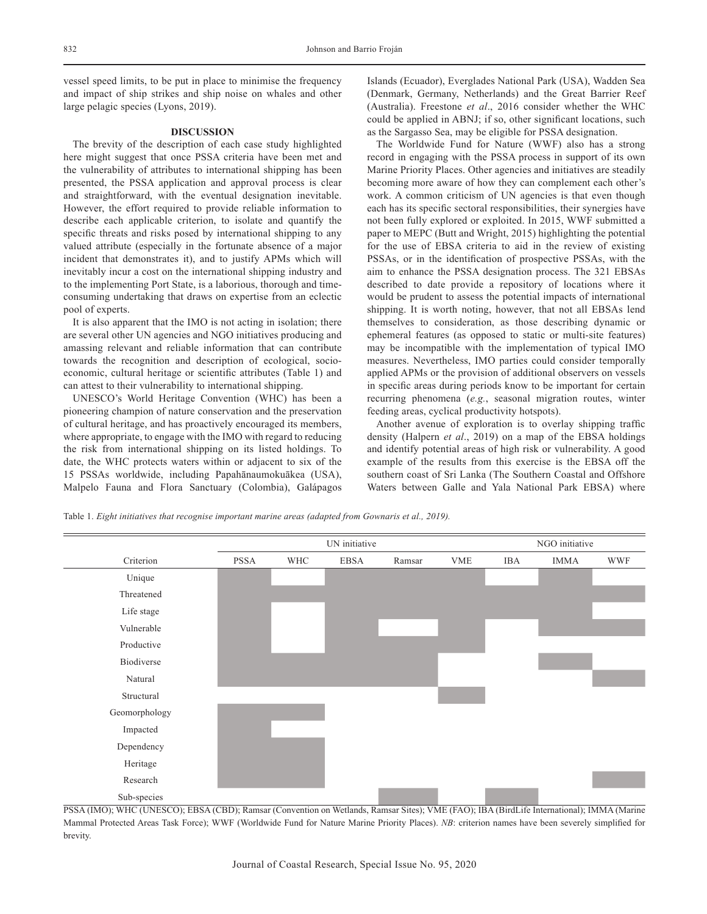vessel speed limits, to be put in place to minimise the frequency and impact of ship strikes and ship noise on whales and other large pelagic species (Lyons, 2019).

## DISCUSSION

The brevity of the description of each case study highlighted here might suggest that once PSSA criteria have been met and the vulnerability of attributes to international shipping has been presented, the PSSA application and approval process is clear and straightforward, with the eventual designation inevitable. However, the effort required to provide reliable information to describe each applicable criterion, to isolate and quantify the specific threats and risks posed by international shipping to any valued attribute (especially in the fortunate absence of a major incident that demonstrates it), and to justify APMs which will inevitably incur a cost on the international shipping industry and to the implementing Port State, is a laborious, thorough and time-consuming undertaking that draws on expertise from an eclectic pool of experts.

It is also apparent that the IMO is not acting in isolation; there are several other UN agencies and NGO initiatives producing and amassing relevant and reliable information that can contribute towards the recognition and description of ecological, socio-economic, cultural heritage or scientific attributes (Table 1) and can attest to their vulnerability to international shipping.

UNESCO's World Heritage Convention (WHC) has been a pioneering champion of nature conservation and the preservation of cultural heritage, and has proactively encouraged its members, where appropriate, to engage with the IMO with regard to reducing the risk from international shipping on its listed holdings. To date, the WHC protects waters within or adjacent to six of the 15 PSSAs worldwide, including Papahānaumokuākea (USA), Malpelo Fauna and Flora Sanctuary (Colombia), Galápagos Islands (Ecuador), Everglades National Park (USA), Wadden Sea (Denmark, Germany, Netherlands) and the Great Barrier Reef (Australia). Freestone *et al*., 2016 consider whether the WHC could be applied in ABNJ; if so, other significant locations, such as the Sargasso Sea, may be eligible for PSSA designation.

The Worldwide Fund for Nature (WWF) also has a strong record in engaging with the PSSA process in support of its own Marine Priority Places. Other agencies and initiatives are steadily becoming more aware of how they can complement each other's work. A common criticism of UN agencies is that even though each has its specific sectoral responsibilities, their synergies have not been fully explored or exploited. In 2015, WWF submitted a paper to MEPC (Butt and Wright, 2015) highlighting the potential for the use of EBSA criteria to aid in the review of existing PSSAs, or in the identification of prospective PSSAs, with the aim to enhance the PSSA designation process. The 321 EBSAs described to date provide a repository of locations where it would be prudent to assess the potential impacts of international shipping. It is worth noting, however, that not all EBSAs lend themselves to consideration, as those describing dynamic or ephemeral features (as opposed to static or multi-site features) may be incompatible with the implementation of typical IMO measures. Nevertheless, IMO parties could consider temporally applied APMs or the provision of additional observers on vessels in specific areas during periods know to be important for certain recurring phenomena (*e.g.*, seasonal migration routes, winter feeding areas, cyclical productivity hotspots).

Another avenue of exploration is to overlay shipping traffic density (Halpern *et al*., 2019) on a map of the EBSA holdings and identify potential areas of high risk or vulnerability. A good example of the results from this exercise is the EBSA off the southern coast of Sri Lanka (The Southern Coastal and Offshore Waters between Galle and Yala National Park EBSA) where

Table 1. *Eight initiatives that recognise important marine areas (adapted from Gownaris et al., 2019).*

| | UN initiative | | | | | NGO initiative | | |
|---|---|---|---|---|---|---|---|---|
| Criterion | PSSA | WHC | EBSA | Ramsar | VME | IBA | IMMA | WWF |
| Unique | ■ | | ■ | ■ | ■ | | ■ | |
| Threatened | ■ | ■ | ■ | ■ | ■ | ■ | ■ | ■ |
| Life stage | ■ | | ■ | ■ | ■ | ■ | ■ | |
| Vulnerable | ■ | | ■ | | ■ | | ■ | ■ |
| Productive | ■ | | ■ | ■ | ■ | | | |
| Biodiverse | ■ | ■ | ■ | ■ | | | ■ | |
| Natural | ■ | ■ | ■ | ■ | | | | ■ |
| Structural | | | | | ■ | | | |
| Geomorphology | ■ | ■ | | | | | | |
| Impacted | ■ | | | | | | | |
| Dependency | ■ | ■ | | | | | | |
| Heritage | ■ | ■ | | | | | | |
| Research | ■ | ■ | | | | | | ■ |
| Sub-species | | | | ■ | | ■ | | |

PSSA (IMO); WHC (UNESCO); EBSA (CBD); Ramsar (Convention on Wetlands, Ramsar Sites); VME (FAO); IBA (BirdLife International); IMMA (Marine Mammal Protected Areas Task Force); WWF (Worldwide Fund for Nature Marine Priority Places). *NB*: criterion names have been severely simplified for brevity.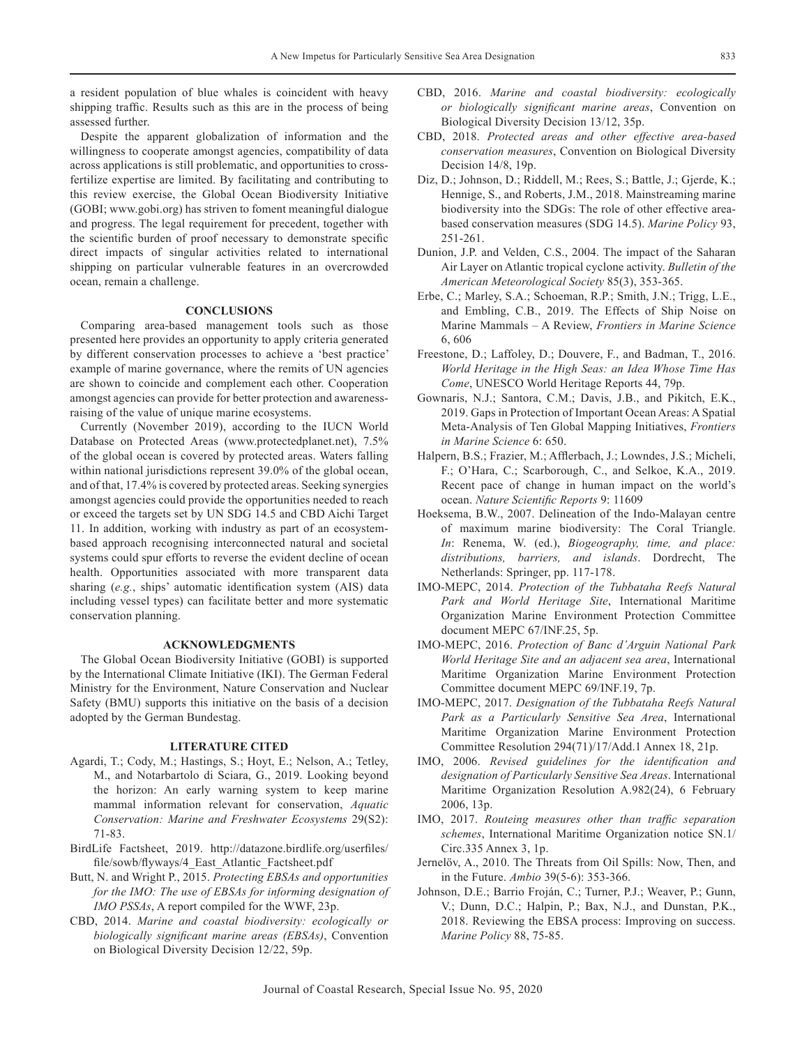a resident population of blue whales is coincident with heavy shipping traffic. Results such as this are in the process of being assessed further.

Despite the apparent globalization of information and the willingness to cooperate amongst agencies, compatibility of data across applications is still problematic, and opportunities to cross-fertilize expertise are limited. By facilitating and contributing to this review exercise, the Global Ocean Biodiversity Initiative (GOBI; www.gobi.org) has striven to foment meaningful dialogue and progress. The legal requirement for precedent, together with the scientific burden of proof necessary to demonstrate specific direct impacts of singular activities related to international shipping on particular vulnerable features in an overcrowded ocean, remain a challenge.

## CONCLUSIONS

Comparing area-based management tools such as those presented here provides an opportunity to apply criteria generated by different conservation processes to achieve a 'best practice' example of marine governance, where the remits of UN agencies are shown to coincide and complement each other. Cooperation amongst agencies can provide for better protection and awareness-raising of the value of unique marine ecosystems.

Currently (November 2019), according to the IUCN World Database on Protected Areas (www.protectedplanet.net), 7.5% of the global ocean is covered by protected areas. Waters falling within national jurisdictions represent 39.0% of the global ocean, and of that, 17.4% is covered by protected areas. Seeking synergies amongst agencies could provide the opportunities needed to reach or exceed the targets set by UN SDG 14.5 and CBD Aichi Target 11. In addition, working with industry as part of an ecosystem-based approach recognising interconnected natural and societal systems could spur efforts to reverse the evident decline of ocean health. Opportunities associated with more transparent data sharing (*e.g.*, ships' automatic identification system (AIS) data including vessel types) can facilitate better and more systematic conservation planning.

## ACKNOWLEDGMENTS

The Global Ocean Biodiversity Initiative (GOBI) is supported by the International Climate Initiative (IKI). The German Federal Ministry for the Environment, Nature Conservation and Nuclear Safety (BMU) supports this initiative on the basis of a decision adopted by the German Bundestag.

## LITERATURE CITED

Agardi, T.; Cody, M.; Hastings, S.; Hoyt, E.; Nelson, A.; Tetley, M., and Notarbartolo di Sciara, G., 2019. Looking beyond the horizon: An early warning system to keep marine mammal information relevant for conservation, *Aquatic Conservation: Marine and Freshwater Ecosystems* 29(S2): 71-83.

BirdLife Factsheet, 2019. http://datazone.birdlife.org/userfiles/file/sowb/flyways/4_East_Atlantic_Factsheet.pdf

Butt, N. and Wright P., 2015. *Protecting EBSAs and opportunities for the IMO: The use of EBSAs for informing designation of IMO PSSAs*, A report compiled for the WWF, 23p.

CBD, 2014. *Marine and coastal biodiversity: ecologically or biologically significant marine areas (EBSAs)*, Convention on Biological Diversity Decision 12/22, 59p.

CBD, 2016. *Marine and coastal biodiversity: ecologically or biologically significant marine areas*, Convention on Biological Diversity Decision 13/12, 35p.

CBD, 2018. *Protected areas and other effective area-based conservation measures*, Convention on Biological Diversity Decision 14/8, 19p.

Diz, D.; Johnson, D.; Riddell, M.; Rees, S.; Battle, J.; Gjerde, K.; Hennige, S., and Roberts, J.M., 2018. Mainstreaming marine biodiversity into the SDGs: The role of other effective area-based conservation measures (SDG 14.5). *Marine Policy* 93, 251-261.

Dunion, J.P. and Velden, C.S., 2004. The impact of the Saharan Air Layer on Atlantic tropical cyclone activity. *Bulletin of the American Meteorological Society* 85(3), 353-365.

Erbe, C.; Marley, S.A.; Schoeman, R.P.; Smith, J.N.; Trigg, L.E., and Embling, C.B., 2019. The Effects of Ship Noise on Marine Mammals – A Review, *Frontiers in Marine Science* 6, 606

Freestone, D.; Laffoley, D.; Douvere, F., and Badman, T., 2016. *World Heritage in the High Seas: an Idea Whose Time Has Come*, UNESCO World Heritage Reports 44, 79p.

Gownaris, N.J.; Santora, C.M.; Davis, J.B., and Pikitch, E.K., 2019. Gaps in Protection of Important Ocean Areas: A Spatial Meta-Analysis of Ten Global Mapping Initiatives, *Frontiers in Marine Science* 6: 650.

Halpern, B.S.; Frazier, M.; Afflerbach, J.; Lowndes, J.S.; Micheli, F.; O'Hara, C.; Scarborough, C., and Selkoe, K.A., 2019. Recent pace of change in human impact on the world's ocean. *Nature Scientific Reports* 9: 11609

Hoeksema, B.W., 2007. Delineation of the Indo-Malayan centre of maximum marine biodiversity: The Coral Triangle. *In*: Renema, W. (ed.), *Biogeography, time, and place: distributions, barriers, and islands*. Dordrecht, The Netherlands: Springer, pp. 117-178.

IMO-MEPC, 2014. *Protection of the Tubbataha Reefs Natural Park and World Heritage Site*, International Maritime Organization Marine Environment Protection Committee document MEPC 67/INF.25, 5p.

IMO-MEPC, 2016. *Protection of Banc d'Arguin National Park World Heritage Site and an adjacent sea area*, International Maritime Organization Marine Environment Protection Committee document MEPC 69/INF.19, 7p.

IMO-MEPC, 2017. *Designation of the Tubbataha Reefs Natural Park as a Particularly Sensitive Sea Area*, International Maritime Organization Marine Environment Protection Committee Resolution 294(71)/17/Add.1 Annex 18, 21p.

IMO, 2006. *Revised guidelines for the identification and designation of Particularly Sensitive Sea Areas*. International Maritime Organization Resolution A.982(24), 6 February 2006, 13p.

IMO, 2017. *Routeing measures other than traffic separation schemes*, International Maritime Organization notice SN.1/Circ.335 Annex 3, 1p.

Jernelöv, A., 2010. The Threats from Oil Spills: Now, Then, and in the Future. *Ambio* 39(5-6): 353-366.

Johnson, D.E.; Barrio Froján, C.; Turner, P.J.; Weaver, P.; Gunn, V.; Dunn, D.C.; Halpin, P.; Bax, N.J., and Dunstan, P.K., 2018. Reviewing the EBSA process: Improving on success. *Marine Policy* 88, 75-85.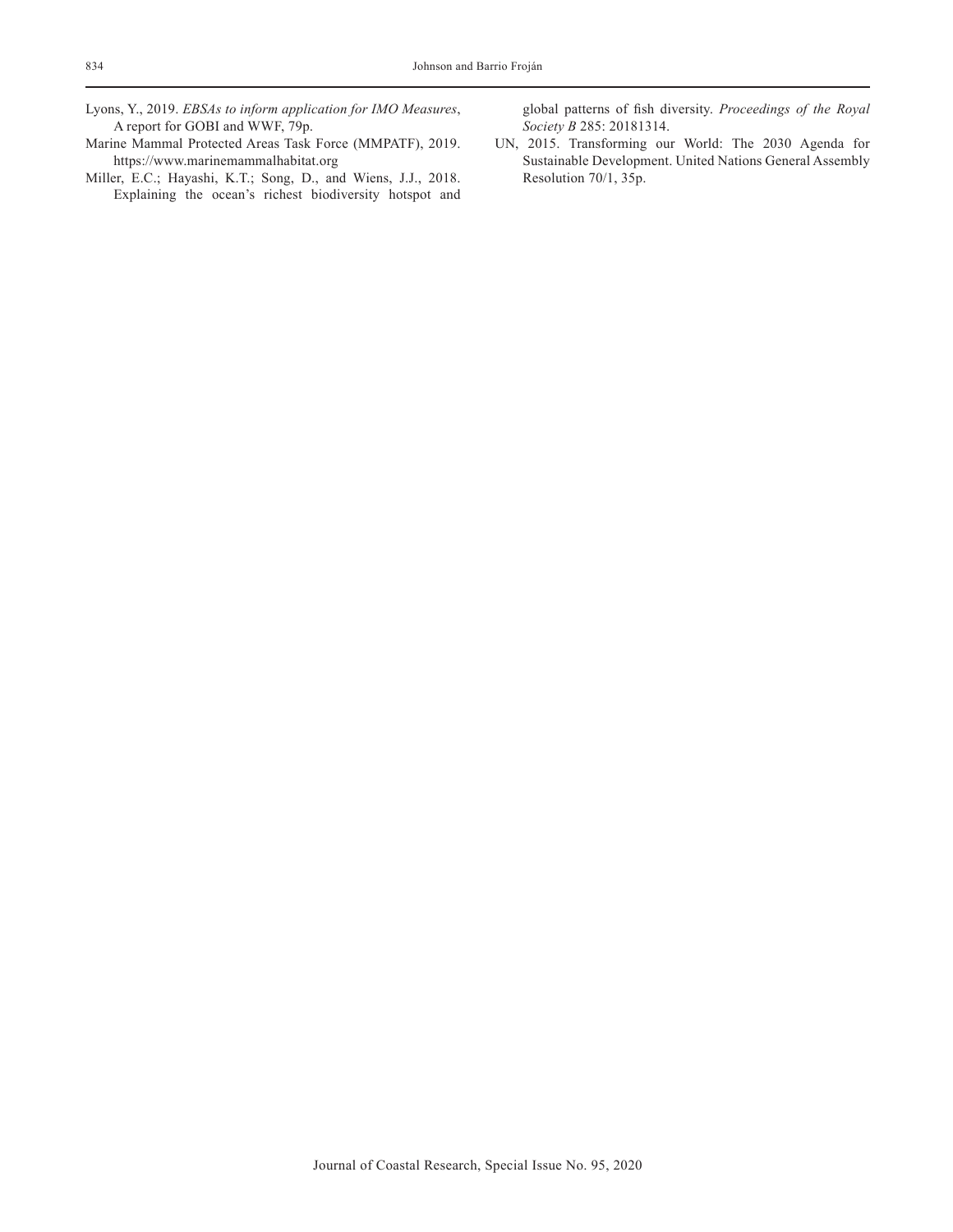Lyons, Y., 2019. *EBSAs to inform application for IMO Measures*, A report for GOBI and WWF, 79p.

Marine Mammal Protected Areas Task Force (MMPATF), 2019. https://www.marinemammalhabitat.org

Miller, E.C.; Hayashi, K.T.; Song, D., and Wiens, J.J., 2018. Explaining the ocean's richest biodiversity hotspot and global patterns of fish diversity. *Proceedings of the Royal Society B* 285: 20181314.

UN, 2015. Transforming our World: The 2030 Agenda for Sustainable Development. United Nations General Assembly Resolution 70/1, 35p.